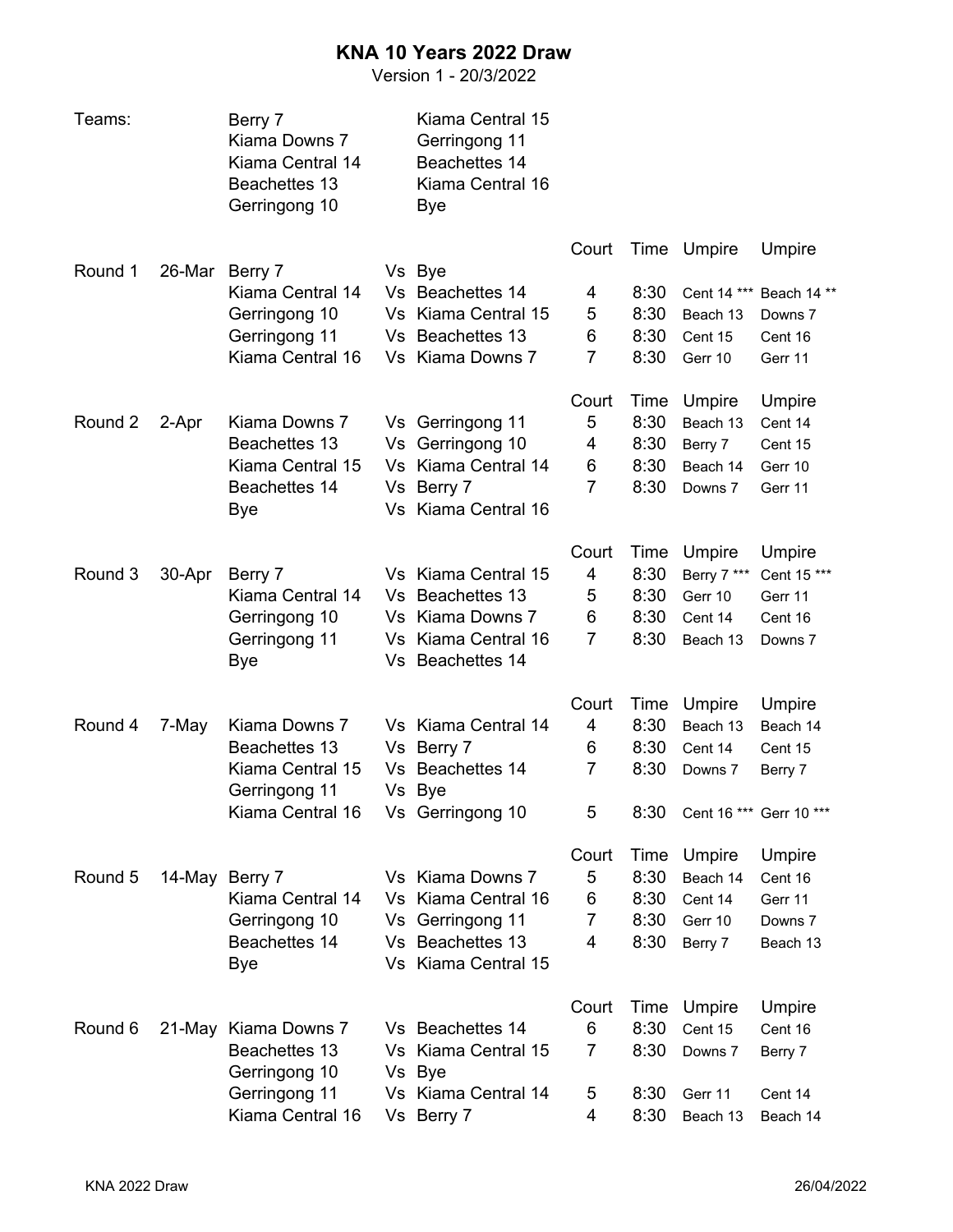# KNA 10 Years 2022 Draw

Version 1 - 20/3/2022

**Teams:**

| | |
|---|---|
| Berry 7 | Kiama Central 15 |
| Kiama Downs 7 | Gerringong 11 |
| Kiama Central 14 | Beachettes 14 |
| Beachettes 13 | Kiama Central 16 |
| Gerringong 10 | Bye |

| Round | Date | Team | | Team | Court | Time | Umpire | Umpire |
|---|---|---|---|---|---|---|---|---|
| Round 1 | 26-Mar | Berry 7 | Vs | Bye | | | | |
| | | Kiama Central 14 | Vs | Beachettes 14 | 4 | 8:30 | Cent 14 *** | Beach 14 ** |
| | | Gerringong 10 | Vs | Kiama Central 15 | 5 | 8:30 | Beach 13 | Downs 7 |
| | | Gerringong 11 | Vs | Beachettes 13 | 6 | 8:30 | Cent 15 | Cent 16 |
| | | Kiama Central 16 | Vs | Kiama Downs 7 | 7 | 8:30 | Gerr 10 | Gerr 11 |
| Round 2 | 2-Apr | Kiama Downs 7 | Vs | Gerringong 11 | 5 | 8:30 | Beach 13 | Cent 14 |
| | | Beachettes 13 | Vs | Gerringong 10 | 4 | 8:30 | Berry 7 | Cent 15 |
| | | Kiama Central 15 | Vs | Kiama Central 14 | 6 | 8:30 | Beach 14 | Gerr 10 |
| | | Beachettes 14 | Vs | Berry 7 | 7 | 8:30 | Downs 7 | Gerr 11 |
| | | Bye | Vs | Kiama Central 16 | | | | |
| Round 3 | 30-Apr | Berry 7 | Vs | Kiama Central 15 | 4 | 8:30 | Berry 7 *** | Cent 15 *** |
| | | Kiama Central 14 | Vs | Beachettes 13 | 5 | 8:30 | Gerr 10 | Gerr 11 |
| | | Gerringong 10 | Vs | Kiama Downs 7 | 6 | 8:30 | Cent 14 | Cent 16 |
| | | Gerringong 11 | Vs | Kiama Central 16 | 7 | 8:30 | Beach 13 | Downs 7 |
| | | Bye | Vs | Beachettes 14 | | | | |
| Round 4 | 7-May | Kiama Downs 7 | Vs | Kiama Central 14 | 4 | 8:30 | Beach 13 | Beach 14 |
| | | Beachettes 13 | Vs | Berry 7 | 6 | 8:30 | Cent 14 | Cent 15 |
| | | Kiama Central 15 | Vs | Beachettes 14 | 7 | 8:30 | Downs 7 | Berry 7 |
| | | Gerringong 11 | Vs | Bye | | | | |
| | | Kiama Central 16 | Vs | Gerringong 10 | 5 | 8:30 | Cent 16 *** | Gerr 10 *** |
| Round 5 | 14-May | Berry 7 | Vs | Kiama Downs 7 | 5 | 8:30 | Beach 14 | Cent 16 |
| | | Kiama Central 14 | Vs | Kiama Central 16 | 6 | 8:30 | Cent 14 | Gerr 11 |
| | | Gerringong 10 | Vs | Gerringong 11 | 7 | 8:30 | Gerr 10 | Downs 7 |
| | | Beachettes 14 | Vs | Beachettes 13 | 4 | 8:30 | Berry 7 | Beach 13 |
| | | Bye | Vs | Kiama Central 15 | | | | |
| Round 6 | 21-May | Kiama Downs 7 | Vs | Beachettes 14 | 6 | 8:30 | Cent 15 | Cent 16 |
| | | Beachettes 13 | Vs | Kiama Central 15 | 7 | 8:30 | Downs 7 | Berry 7 |
| | | Gerringong 10 | Vs | Bye | | | | |
| | | Gerringong 11 | Vs | Kiama Central 14 | 5 | 8:30 | Gerr 11 | Cent 14 |
| | | Kiama Central 16 | Vs | Berry 7 | 4 | 8:30 | Beach 13 | Beach 14 |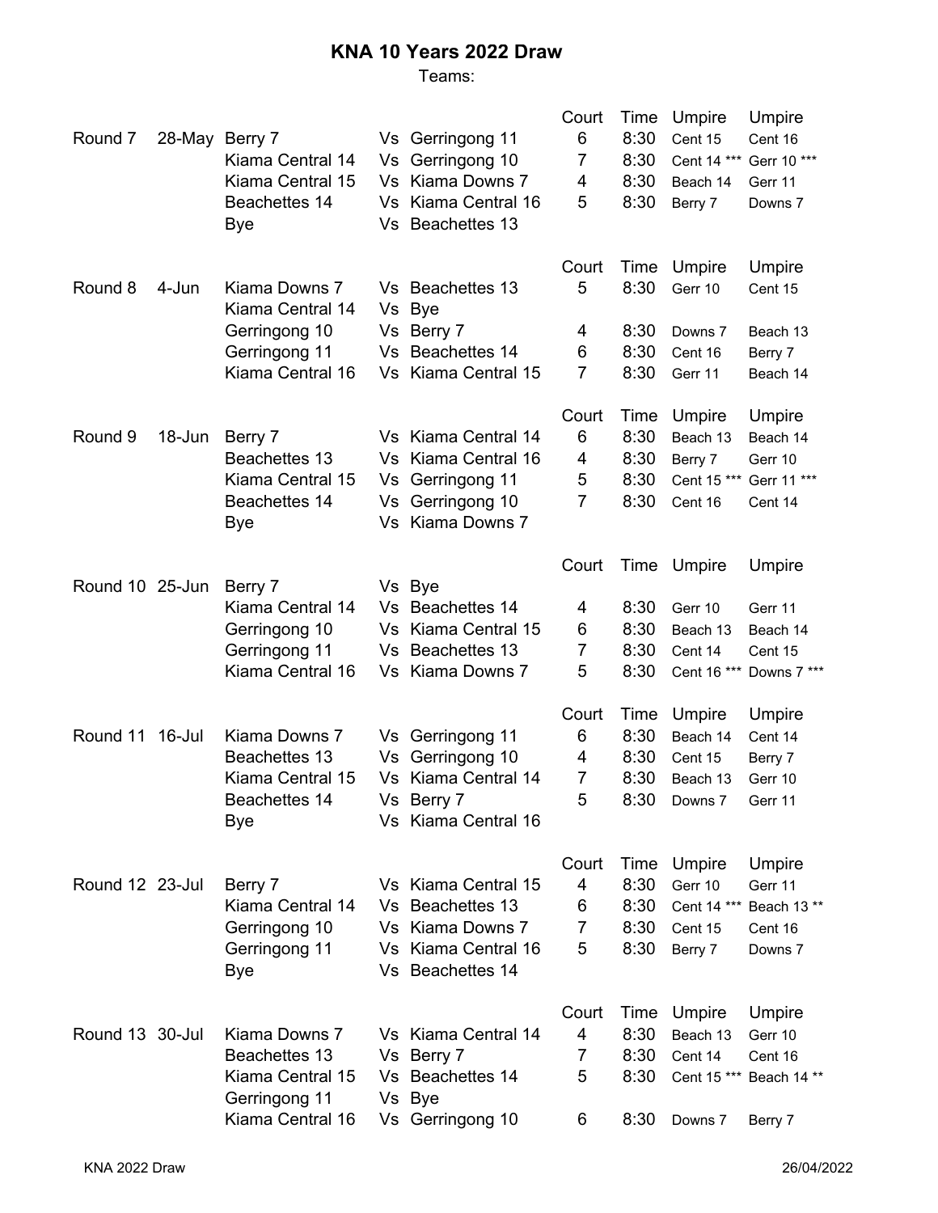# KNA 10 Years 2022 Draw

Teams:

| Round | Date | Team | | Team | Court | Time | Umpire | Umpire |
|---|---|---|---|---|---|---|---|---|
| Round 7 | 28-May | Berry 7 | Vs | Gerringong 11 | 6 | 8:30 | Cent 15 | Cent 16 |
| | | Kiama Central 14 | Vs | Gerringong 10 | 7 | 8:30 | Cent 14 *** | Gerr 10 *** |
| | | Kiama Central 15 | Vs | Kiama Downs 7 | 4 | 8:30 | Beach 14 | Gerr 11 |
| | | Beachettes 14 | Vs | Kiama Central 16 | 5 | 8:30 | Berry 7 | Downs 7 |
| | | Bye | Vs | Beachettes 13 | | | | |

| Round | Date | Team | | Team | Court | Time | Umpire | Umpire |
|---|---|---|---|---|---|---|---|---|
| Round 8 | 4-Jun | Kiama Downs 7 | Vs | Beachettes 13 | 5 | 8:30 | Gerr 10 | Cent 15 |
| | | Kiama Central 14 | Vs | Bye | | | | |
| | | Gerringong 10 | Vs | Berry 7 | 4 | 8:30 | Downs 7 | Beach 13 |
| | | Gerringong 11 | Vs | Beachettes 14 | 6 | 8:30 | Cent 16 | Berry 7 |
| | | Kiama Central 16 | Vs | Kiama Central 15 | 7 | 8:30 | Gerr 11 | Beach 14 |

| Round | Date | Team | | Team | Court | Time | Umpire | Umpire |
|---|---|---|---|---|---|---|---|---|
| Round 9 | 18-Jun | Berry 7 | Vs | Kiama Central 14 | 6 | 8:30 | Beach 13 | Beach 14 |
| | | Beachettes 13 | Vs | Kiama Central 16 | 4 | 8:30 | Berry 7 | Gerr 10 |
| | | Kiama Central 15 | Vs | Gerringong 11 | 5 | 8:30 | Cent 15 *** | Gerr 11 *** |
| | | Beachettes 14 | Vs | Gerringong 10 | 7 | 8:30 | Cent 16 | Cent 14 |
| | | Bye | Vs | Kiama Downs 7 | | | | |

| Round | Date | Team | | Team | Court | Time | Umpire | Umpire |
|---|---|---|---|---|---|---|---|---|
| Round 10 | 25-Jun | Berry 7 | Vs | Bye | | | | |
| | | Kiama Central 14 | Vs | Beachettes 14 | 4 | 8:30 | Gerr 10 | Gerr 11 |
| | | Gerringong 10 | Vs | Kiama Central 15 | 6 | 8:30 | Beach 13 | Beach 14 |
| | | Gerringong 11 | Vs | Beachettes 13 | 7 | 8:30 | Cent 14 | Cent 15 |
| | | Kiama Central 16 | Vs | Kiama Downs 7 | 5 | 8:30 | Cent 16 *** | Downs 7 *** |

| Round | Date | Team | | Team | Court | Time | Umpire | Umpire |
|---|---|---|---|---|---|---|---|---|
| Round 11 | 16-Jul | Kiama Downs 7 | Vs | Gerringong 11 | 6 | 8:30 | Beach 14 | Cent 14 |
| | | Beachettes 13 | Vs | Gerringong 10 | 4 | 8:30 | Cent 15 | Berry 7 |
| | | Kiama Central 15 | Vs | Kiama Central 14 | 7 | 8:30 | Beach 13 | Gerr 10 |
| | | Beachettes 14 | Vs | Berry 7 | 5 | 8:30 | Downs 7 | Gerr 11 |
| | | Bye | Vs | Kiama Central 16 | | | | |

| Round | Date | Team | | Team | Court | Time | Umpire | Umpire |
|---|---|---|---|---|---|---|---|---|
| Round 12 | 23-Jul | Berry 7 | Vs | Kiama Central 15 | 4 | 8:30 | Gerr 10 | Gerr 11 |
| | | Kiama Central 14 | Vs | Beachettes 13 | 6 | 8:30 | Cent 14 *** | Beach 13 ** |
| | | Gerringong 10 | Vs | Kiama Downs 7 | 7 | 8:30 | Cent 15 | Cent 16 |
| | | Gerringong 11 | Vs | Kiama Central 16 | 5 | 8:30 | Berry 7 | Downs 7 |
| | | Bye | Vs | Beachettes 14 | | | | |

| Round | Date | Team | | Team | Court | Time | Umpire | Umpire |
|---|---|---|---|---|---|---|---|---|
| Round 13 | 30-Jul | Kiama Downs 7 | Vs | Kiama Central 14 | 4 | 8:30 | Beach 13 | Gerr 10 |
| | | Beachettes 13 | Vs | Berry 7 | 7 | 8:30 | Cent 14 | Cent 16 |
| | | Kiama Central 15 | Vs | Beachettes 14 | 5 | 8:30 | Cent 15 *** | Beach 14 ** |
| | | Gerringong 11 | Vs | Bye | | | | |
| | | Kiama Central 16 | Vs | Gerringong 10 | 6 | 8:30 | Downs 7 | Berry 7 |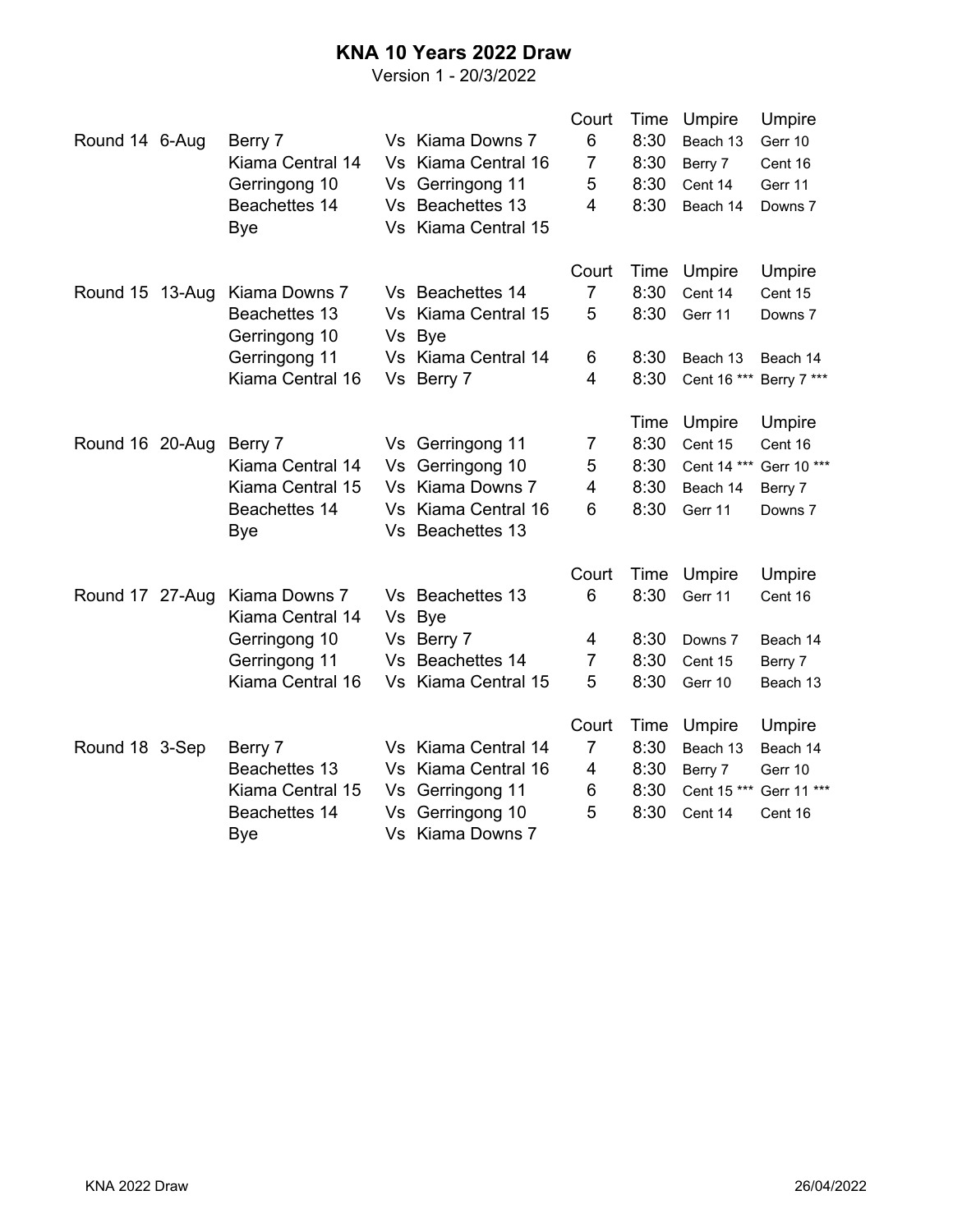# KNA 10 Years 2022 Draw

Version 1 - 20/3/2022

| Round | Date | Team | | Team | Court | Time | Umpire | Umpire |
|---|---|---|---|---|---|---|---|---|
| Round 14 | 6-Aug | Berry 7 | Vs | Kiama Downs 7 | 6 | 8:30 | Beach 13 | Gerr 10 |
| | | Kiama Central 14 | Vs | Kiama Central 16 | 7 | 8:30 | Berry 7 | Cent 16 |
| | | Gerringong 10 | Vs | Gerringong 11 | 5 | 8:30 | Cent 14 | Gerr 11 |
| | | Beachettes 14 | Vs | Beachettes 13 | 4 | 8:30 | Beach 14 | Downs 7 |
| | | Bye | Vs | Kiama Central 15 | | | | |
| | | | | | Court | Time | Umpire | Umpire |
| Round 15 | 13-Aug | Kiama Downs 7 | Vs | Beachettes 14 | 7 | 8:30 | Cent 14 | Cent 15 |
| | | Beachettes 13 | Vs | Kiama Central 15 | 5 | 8:30 | Gerr 11 | Downs 7 |
| | | Gerringong 10 | Vs | Bye | | | | |
| | | Gerringong 11 | Vs | Kiama Central 14 | 6 | 8:30 | Beach 13 | Beach 14 |
| | | Kiama Central 16 | Vs | Berry 7 | 4 | 8:30 | Cent 16 *** | Berry 7 *** |
| | | | | | | Time | Umpire | Umpire |
| Round 16 | 20-Aug | Berry 7 | Vs | Gerringong 11 | 7 | 8:30 | Cent 15 | Cent 16 |
| | | Kiama Central 14 | Vs | Gerringong 10 | 5 | 8:30 | Cent 14 *** | Gerr 10 *** |
| | | Kiama Central 15 | Vs | Kiama Downs 7 | 4 | 8:30 | Beach 14 | Berry 7 |
| | | Beachettes 14 | Vs | Kiama Central 16 | 6 | 8:30 | Gerr 11 | Downs 7 |
| | | Bye | Vs | Beachettes 13 | | | | |
| | | | | | Court | Time | Umpire | Umpire |
| Round 17 | 27-Aug | Kiama Downs 7 | Vs | Beachettes 13 | 6 | 8:30 | Gerr 11 | Cent 16 |
| | | Kiama Central 14 | Vs | Bye | | | | |
| | | Gerringong 10 | Vs | Berry 7 | 4 | 8:30 | Downs 7 | Beach 14 |
| | | Gerringong 11 | Vs | Beachettes 14 | 7 | 8:30 | Cent 15 | Berry 7 |
| | | Kiama Central 16 | Vs | Kiama Central 15 | 5 | 8:30 | Gerr 10 | Beach 13 |
| | | | | | Court | Time | Umpire | Umpire |
| Round 18 | 3-Sep | Berry 7 | Vs | Kiama Central 14 | 7 | 8:30 | Beach 13 | Beach 14 |
| | | Beachettes 13 | Vs | Kiama Central 16 | 4 | 8:30 | Berry 7 | Gerr 10 |
| | | Kiama Central 15 | Vs | Gerringong 11 | 6 | 8:30 | Cent 15 *** | Gerr 11 *** |
| | | Beachettes 14 | Vs | Gerringong 10 | 5 | 8:30 | Cent 14 | Cent 16 |
| | | Bye | Vs | Kiama Downs 7 | | | | |